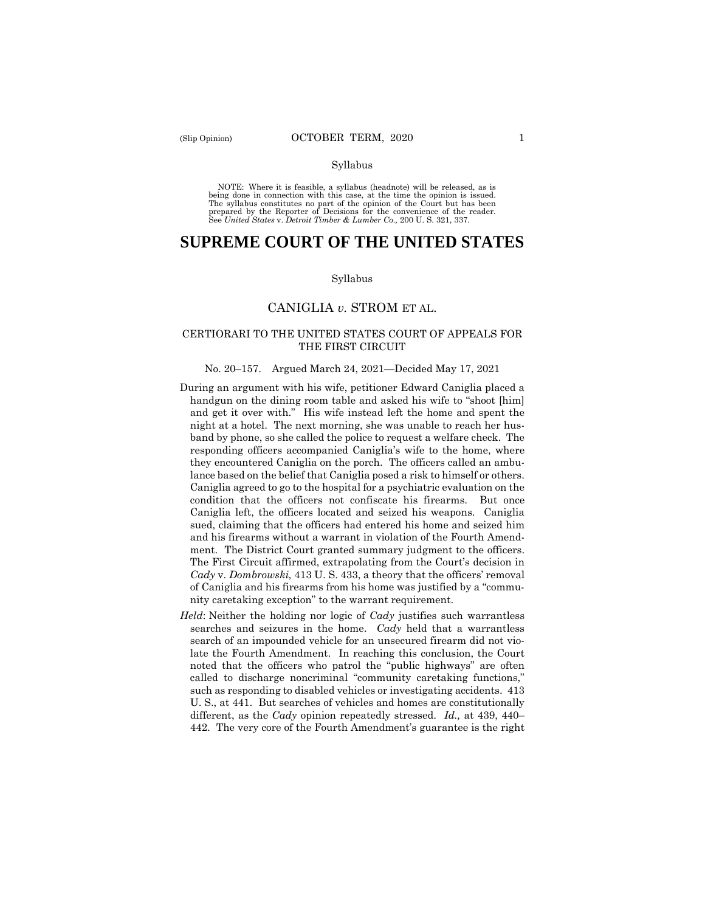Syllabus

NOTE: Where it is feasible, a syllabus (headnote) will be released, as is being done in connection with this case, at the time the opinion is issued. The syllabus constitutes no part of the opinion of the Court but has been prepared by the Reporter of Decisions for the convenience of the reader. See *United States* v. *Detroit Timber & Lumber Co.,* 200 U. S. 321, 337.

# SUPREME COURT OF THE UNITED STATES

Syllabus

## CANIGLIA *v.* STROM ET AL.

### CERTIORARI TO THE UNITED STATES COURT OF APPEALS FOR THE FIRST CIRCUIT

No. 20–157. Argued March 24, 2021—Decided May 17, 2021

During an argument with his wife, petitioner Edward Caniglia placed a handgun on the dining room table and asked his wife to "shoot [him] and get it over with." His wife instead left the home and spent the night at a hotel. The next morning, she was unable to reach her husband by phone, so she called the police to request a welfare check. The responding officers accompanied Caniglia's wife to the home, where they encountered Caniglia on the porch. The officers called an ambulance based on the belief that Caniglia posed a risk to himself or others. Caniglia agreed to go to the hospital for a psychiatric evaluation on the condition that the officers not confiscate his firearms. But once Caniglia left, the officers located and seized his weapons. Caniglia sued, claiming that the officers had entered his home and seized him and his firearms without a warrant in violation of the Fourth Amendment. The District Court granted summary judgment to the officers. The First Circuit affirmed, extrapolating from the Court's decision in *Cady* v. *Dombrowski,* 413 U. S. 433, a theory that the officers' removal of Caniglia and his firearms from his home was justified by a "community caretaking exception" to the warrant requirement.

*Held*: Neither the holding nor logic of *Cady* justifies such warrantless searches and seizures in the home. *Cady* held that a warrantless search of an impounded vehicle for an unsecured firearm did not violate the Fourth Amendment. In reaching this conclusion, the Court noted that the officers who patrol the "public highways" are often called to discharge noncriminal "community caretaking functions," such as responding to disabled vehicles or investigating accidents. 413 U. S., at 441. But searches of vehicles and homes are constitutionally different, as the *Cady* opinion repeatedly stressed. *Id.,* at 439, 440–442. The very core of the Fourth Amendment's guarantee is the right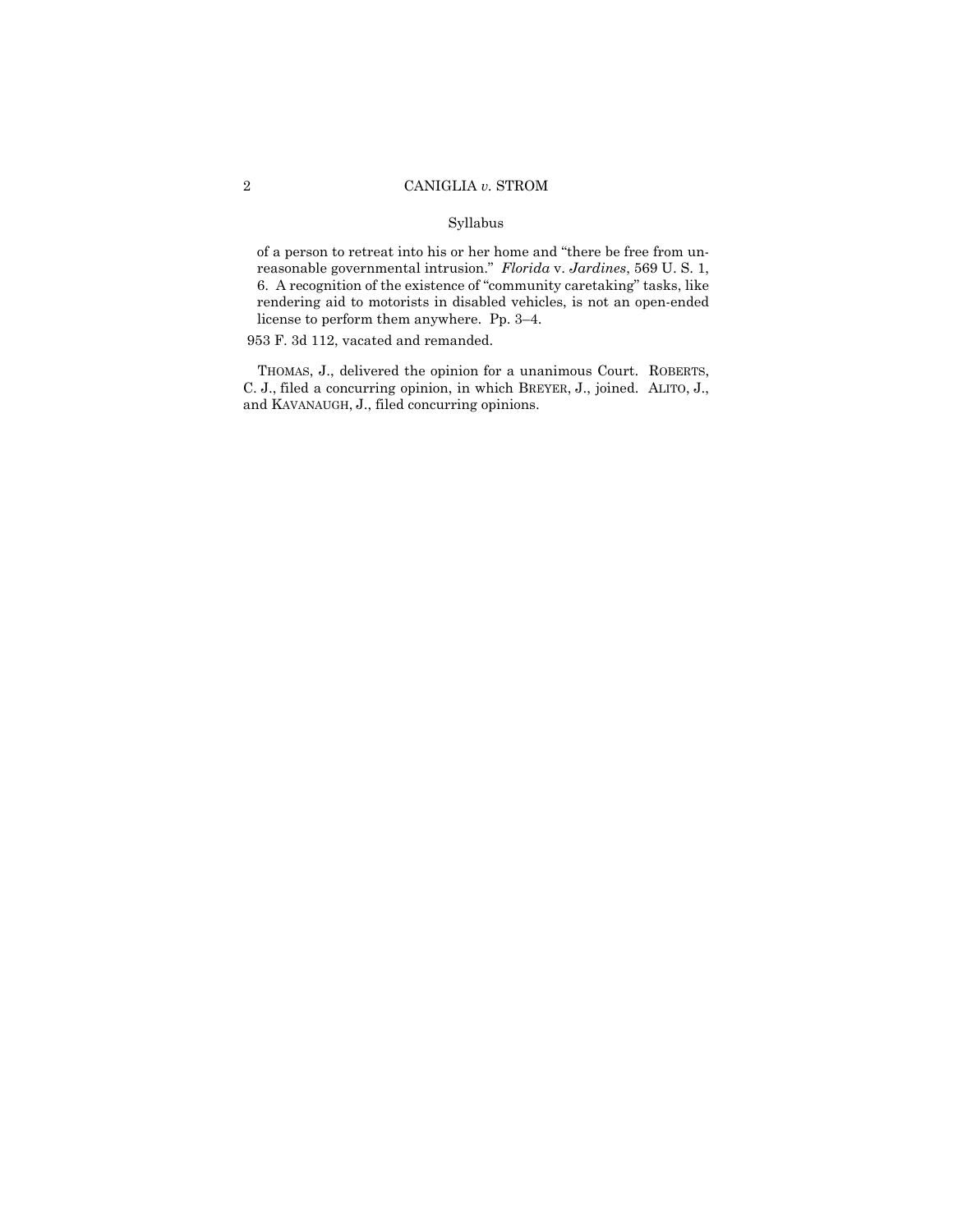Syllabus

of a person to retreat into his or her home and "there be free from unreasonable governmental intrusion." *Florida* v. *Jardines*, 569 U. S. 1, 6. A recognition of the existence of "community caretaking" tasks, like rendering aid to motorists in disabled vehicles, is not an open-ended license to perform them anywhere. Pp. 3–4.

953 F. 3d 112, vacated and remanded.

THOMAS, J., delivered the opinion for a unanimous Court. ROBERTS, C. J., filed a concurring opinion, in which BREYER, J., joined. ALITO, J., and KAVANAUGH, J., filed concurring opinions.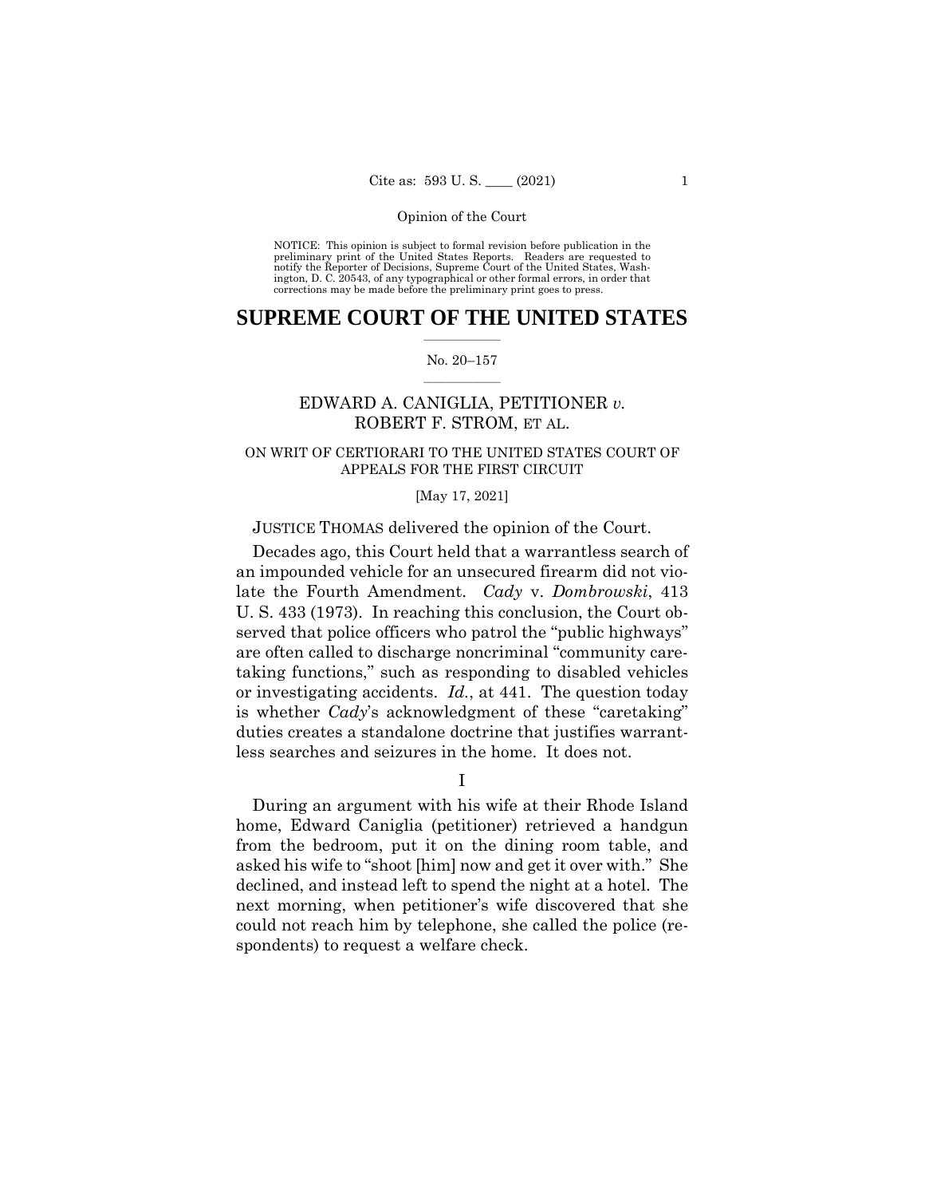NOTICE: This opinion is subject to formal revision before publication in the preliminary print of the United States Reports. Readers are requested to notify the Reporter of Decisions, Supreme Court of the United States, Washington, D. C. 20543, of any typographical or other formal errors, in order that corrections may be made before the preliminary print goes to press.

# SUPREME COURT OF THE UNITED STATES

No. 20–157

## EDWARD A. CANIGLIA, PETITIONER *v.* ROBERT F. STROM, ET AL.

ON WRIT OF CERTIORARI TO THE UNITED STATES COURT OF APPEALS FOR THE FIRST CIRCUIT

[May 17, 2021]

JUSTICE THOMAS delivered the opinion of the Court.

Decades ago, this Court held that a warrantless search of an impounded vehicle for an unsecured firearm did not violate the Fourth Amendment. *Cady* v. *Dombrowski*, 413 U. S. 433 (1973). In reaching this conclusion, the Court observed that police officers who patrol the "public highways" are often called to discharge noncriminal "community caretaking functions," such as responding to disabled vehicles or investigating accidents. *Id.*, at 441. The question today is whether *Cady*'s acknowledgment of these "caretaking" duties creates a standalone doctrine that justifies warrantless searches and seizures in the home. It does not.

I

During an argument with his wife at their Rhode Island home, Edward Caniglia (petitioner) retrieved a handgun from the bedroom, put it on the dining room table, and asked his wife to "shoot [him] now and get it over with." She declined, and instead left to spend the night at a hotel. The next morning, when petitioner's wife discovered that she could not reach him by telephone, she called the police (respondents) to request a welfare check.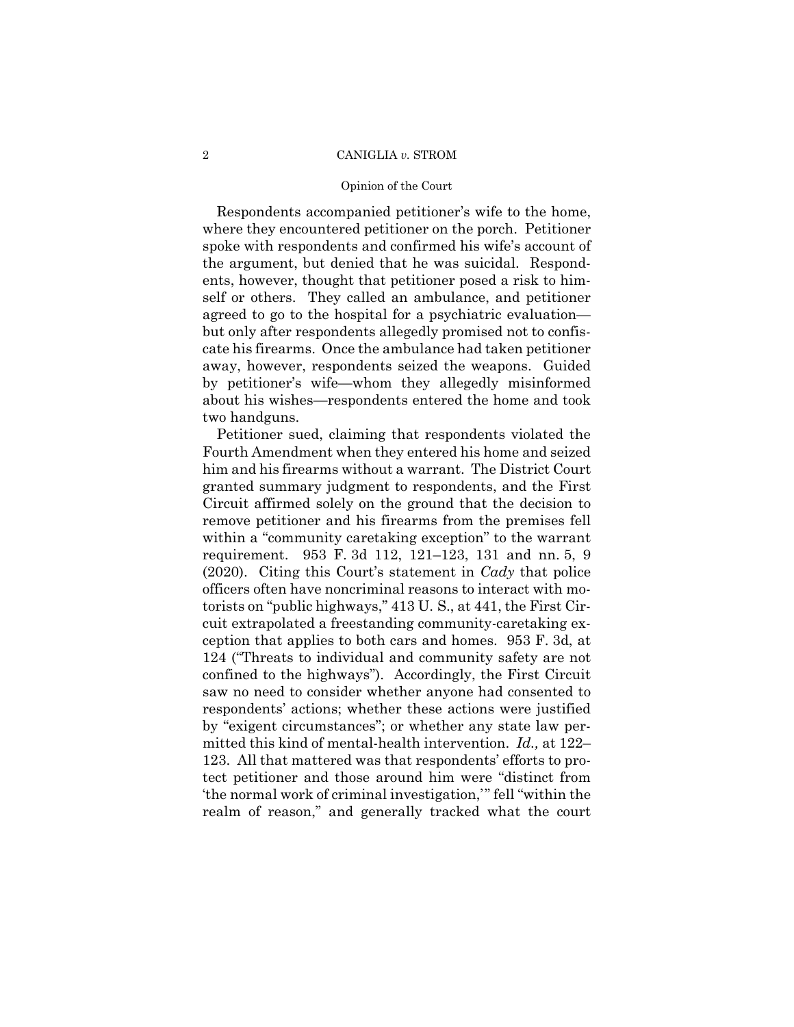Respondents accompanied petitioner's wife to the home, where they encountered petitioner on the porch. Petitioner spoke with respondents and confirmed his wife's account of the argument, but denied that he was suicidal. Respondents, however, thought that petitioner posed a risk to himself or others. They called an ambulance, and petitioner agreed to go to the hospital for a psychiatric evaluation—but only after respondents allegedly promised not to confiscate his firearms. Once the ambulance had taken petitioner away, however, respondents seized the weapons. Guided by petitioner's wife—whom they allegedly misinformed about his wishes—respondents entered the home and took two handguns.

Petitioner sued, claiming that respondents violated the Fourth Amendment when they entered his home and seized him and his firearms without a warrant. The District Court granted summary judgment to respondents, and the First Circuit affirmed solely on the ground that the decision to remove petitioner and his firearms from the premises fell within a "community caretaking exception" to the warrant requirement. 953 F. 3d 112, 121–123, 131 and nn. 5, 9 (2020). Citing this Court's statement in *Cady* that police officers often have noncriminal reasons to interact with motorists on "public highways," 413 U. S., at 441, the First Circuit extrapolated a freestanding community-caretaking exception that applies to both cars and homes. 953 F. 3d, at 124 ("Threats to individual and community safety are not confined to the highways"). Accordingly, the First Circuit saw no need to consider whether anyone had consented to respondents' actions; whether these actions were justified by "exigent circumstances"; or whether any state law permitted this kind of mental-health intervention. *Id.,* at 122–123. All that mattered was that respondents' efforts to protect petitioner and those around him were "distinct from 'the normal work of criminal investigation,'" fell "within the realm of reason," and generally tracked what the court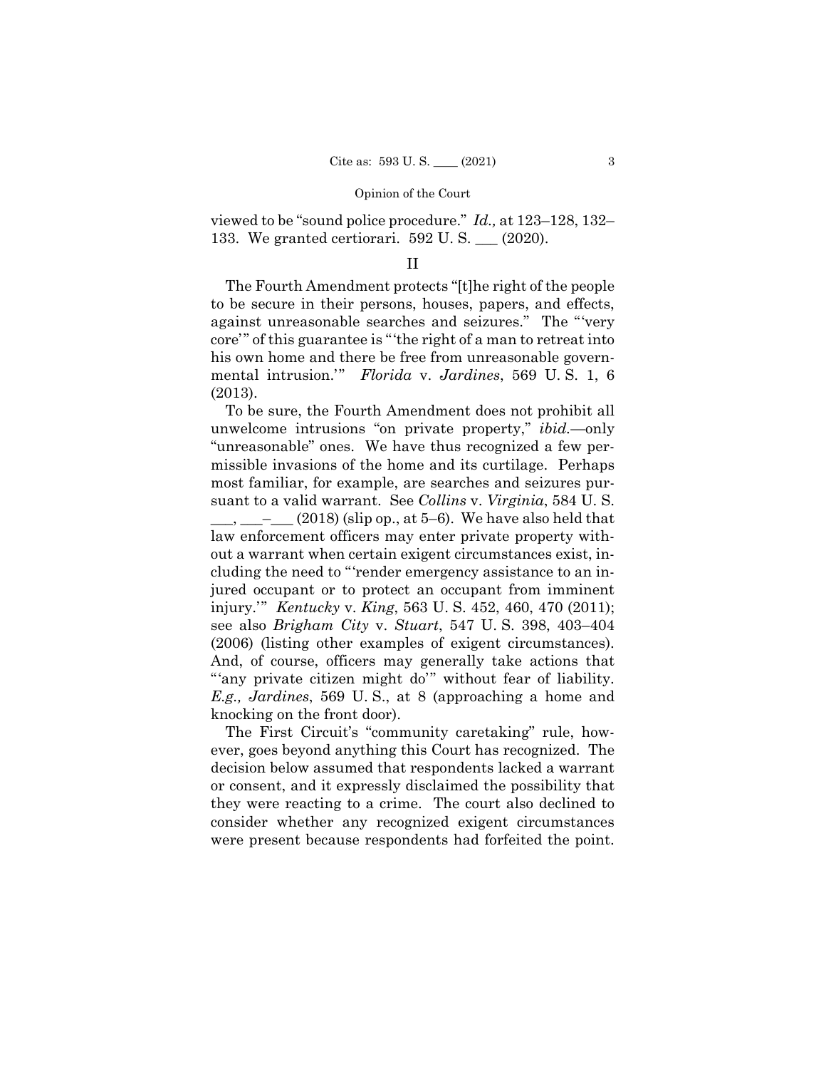viewed to be "sound police procedure." *Id.,* at 123–128, 132–133. We granted certiorari. 592 U. S. ___ (2020).

## II

The Fourth Amendment protects "[t]he right of the people to be secure in their persons, houses, papers, and effects, against unreasonable searches and seizures." The "'very core'" of this guarantee is "'the right of a man to retreat into his own home and there be free from unreasonable governmental intrusion.'" *Florida* v. *Jardines*, 569 U. S. 1, 6 (2013).

To be sure, the Fourth Amendment does not prohibit all unwelcome intrusions "on private property," *ibid.*—only "unreasonable" ones. We have thus recognized a few permissible invasions of the home and its curtilage. Perhaps most familiar, for example, are searches and seizures pursuant to a valid warrant. See *Collins* v. *Virginia*, 584 U. S. ___, ___–___ (2018) (slip op., at 5–6). We have also held that law enforcement officers may enter private property without a warrant when certain exigent circumstances exist, including the need to "'render emergency assistance to an injured occupant or to protect an occupant from imminent injury.'" *Kentucky* v. *King*, 563 U. S. 452, 460, 470 (2011); see also *Brigham City* v. *Stuart*, 547 U. S. 398, 403–404 (2006) (listing other examples of exigent circumstances). And, of course, officers may generally take actions that "'any private citizen might do'" without fear of liability. *E.g., Jardines*, 569 U. S., at 8 (approaching a home and knocking on the front door).

The First Circuit's "community caretaking" rule, however, goes beyond anything this Court has recognized. The decision below assumed that respondents lacked a warrant or consent, and it expressly disclaimed the possibility that they were reacting to a crime. The court also declined to consider whether any recognized exigent circumstances were present because respondents had forfeited the point.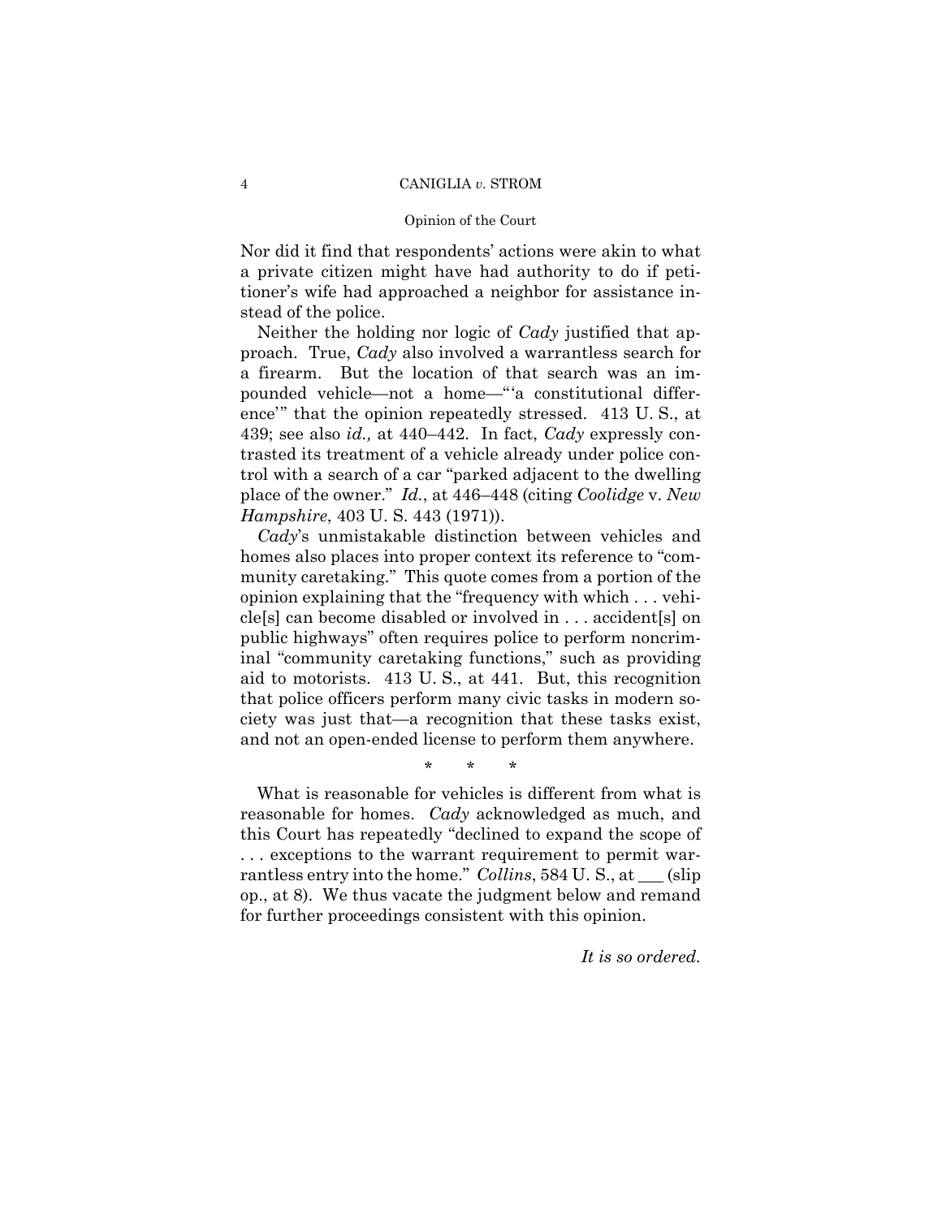Nor did it find that respondents' actions were akin to what a private citizen might have had authority to do if petitioner's wife had approached a neighbor for assistance instead of the police.

Neither the holding nor logic of *Cady* justified that approach. True, *Cady* also involved a warrantless search for a firearm. But the location of that search was an impounded vehicle—not a home—"'a constitutional difference'" that the opinion repeatedly stressed. 413 U. S., at 439; see also *id.,* at 440–442. In fact, *Cady* expressly contrasted its treatment of a vehicle already under police control with a search of a car "parked adjacent to the dwelling place of the owner." *Id.*, at 446–448 (citing *Coolidge* v. *New Hampshire*, 403 U. S. 443 (1971)).

*Cady*'s unmistakable distinction between vehicles and homes also places into proper context its reference to "community caretaking." This quote comes from a portion of the opinion explaining that the "frequency with which . . . vehicle[s] can become disabled or involved in . . . accident[s] on public highways" often requires police to perform noncriminal "community caretaking functions," such as providing aid to motorists. 413 U. S., at 441. But, this recognition that police officers perform many civic tasks in modern society was just that—a recognition that these tasks exist, and not an open-ended license to perform them anywhere.

\* \* \*

What is reasonable for vehicles is different from what is reasonable for homes. *Cady* acknowledged as much, and this Court has repeatedly "declined to expand the scope of . . . exceptions to the warrant requirement to permit warrantless entry into the home." *Collins*, 584 U. S., at ___ (slip op., at 8). We thus vacate the judgment below and remand for further proceedings consistent with this opinion.

*It is so ordered.*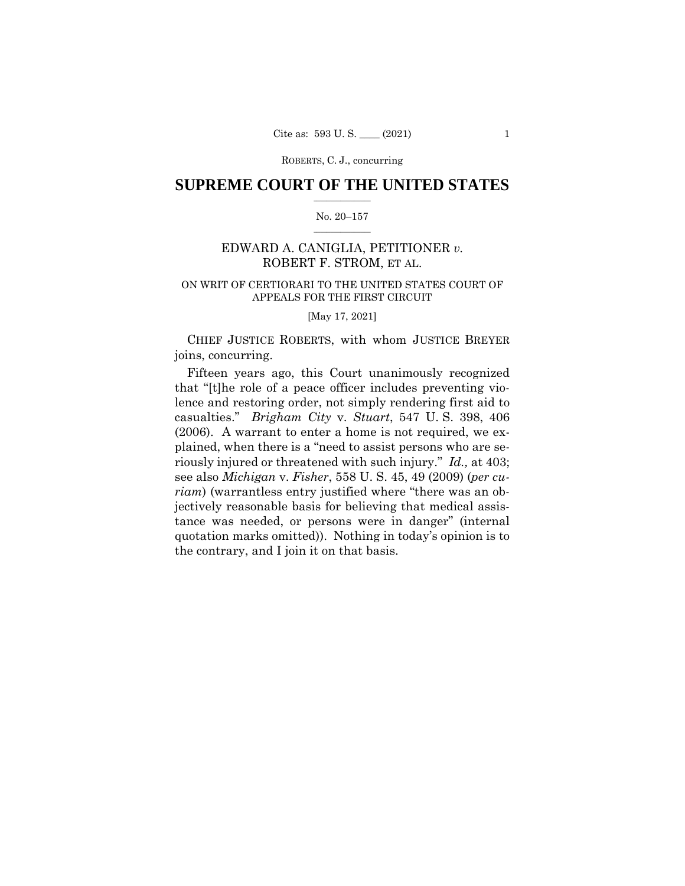# SUPREME COURT OF THE UNITED STATES

No. 20–157

EDWARD A. CANIGLIA, PETITIONER *v.* ROBERT F. STROM, ET AL.

ON WRIT OF CERTIORARI TO THE UNITED STATES COURT OF APPEALS FOR THE FIRST CIRCUIT

[May 17, 2021]

CHIEF JUSTICE ROBERTS, with whom JUSTICE BREYER joins, concurring.

Fifteen years ago, this Court unanimously recognized that "[t]he role of a peace officer includes preventing violence and restoring order, not simply rendering first aid to casualties." *Brigham City* v. *Stuart*, 547 U. S. 398, 406 (2006). A warrant to enter a home is not required, we explained, when there is a "need to assist persons who are seriously injured or threatened with such injury." *Id.,* at 403; see also *Michigan* v. *Fisher*, 558 U. S. 45, 49 (2009) (*per curiam*) (warrantless entry justified where "there was an objectively reasonable basis for believing that medical assistance was needed, or persons were in danger" (internal quotation marks omitted)). Nothing in today's opinion is to the contrary, and I join it on that basis.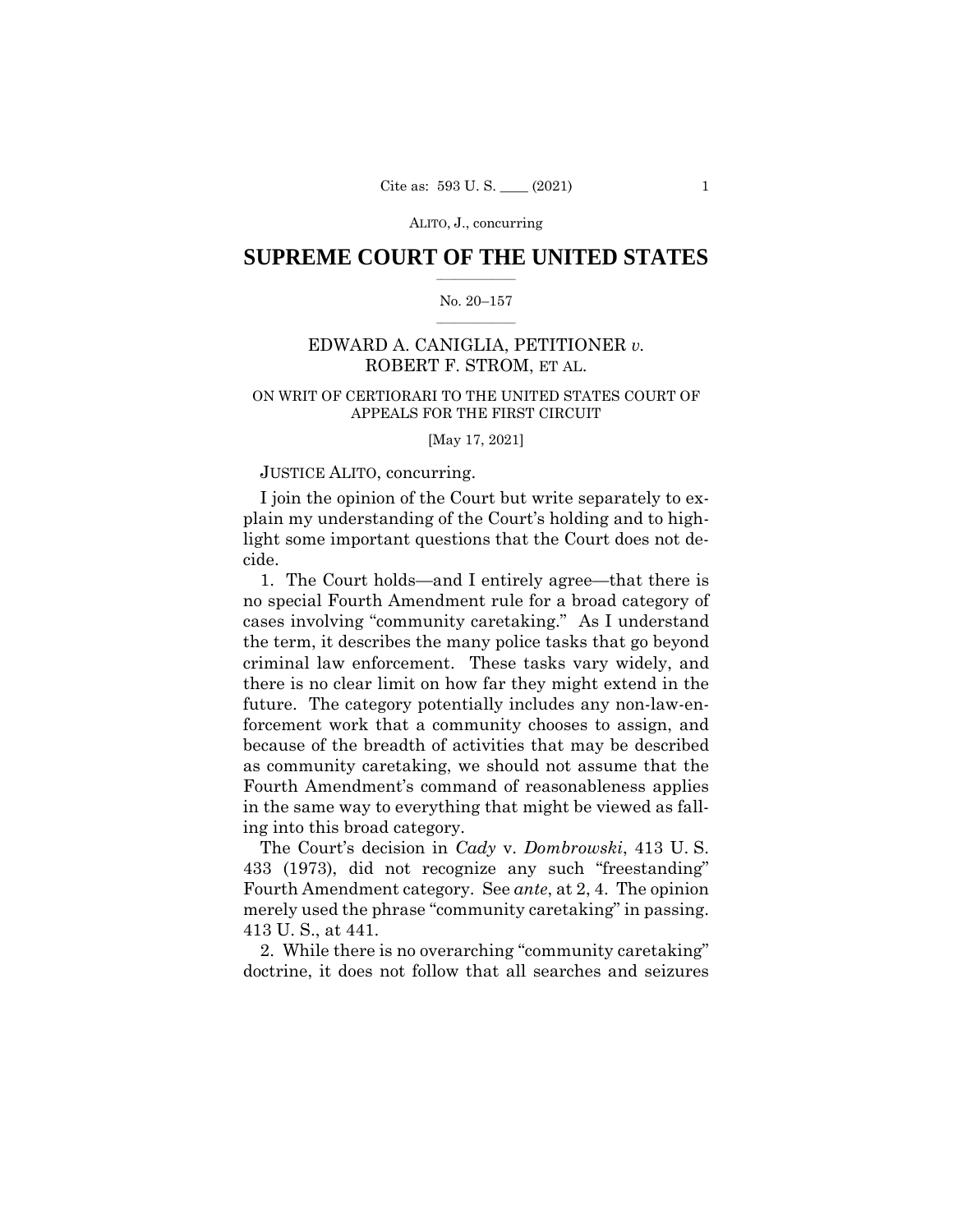## SUPREME COURT OF THE UNITED STATES

No. 20–157

EDWARD A. CANIGLIA, PETITIONER *v.* ROBERT F. STROM, ET AL.

ON WRIT OF CERTIORARI TO THE UNITED STATES COURT OF APPEALS FOR THE FIRST CIRCUIT

[May 17, 2021]

JUSTICE ALITO, concurring.

I join the opinion of the Court but write separately to explain my understanding of the Court's holding and to highlight some important questions that the Court does not decide.

1. The Court holds—and I entirely agree—that there is no special Fourth Amendment rule for a broad category of cases involving "community caretaking." As I understand the term, it describes the many police tasks that go beyond criminal law enforcement. These tasks vary widely, and there is no clear limit on how far they might extend in the future. The category potentially includes any non-law-enforcement work that a community chooses to assign, and because of the breadth of activities that may be described as community caretaking, we should not assume that the Fourth Amendment's command of reasonableness applies in the same way to everything that might be viewed as falling into this broad category.

The Court's decision in *Cady* v. *Dombrowski*, 413 U. S. 433 (1973), did not recognize any such "freestanding" Fourth Amendment category. See *ante*, at 2, 4. The opinion merely used the phrase "community caretaking" in passing. 413 U. S., at 441.

2. While there is no overarching "community caretaking" doctrine, it does not follow that all searches and seizures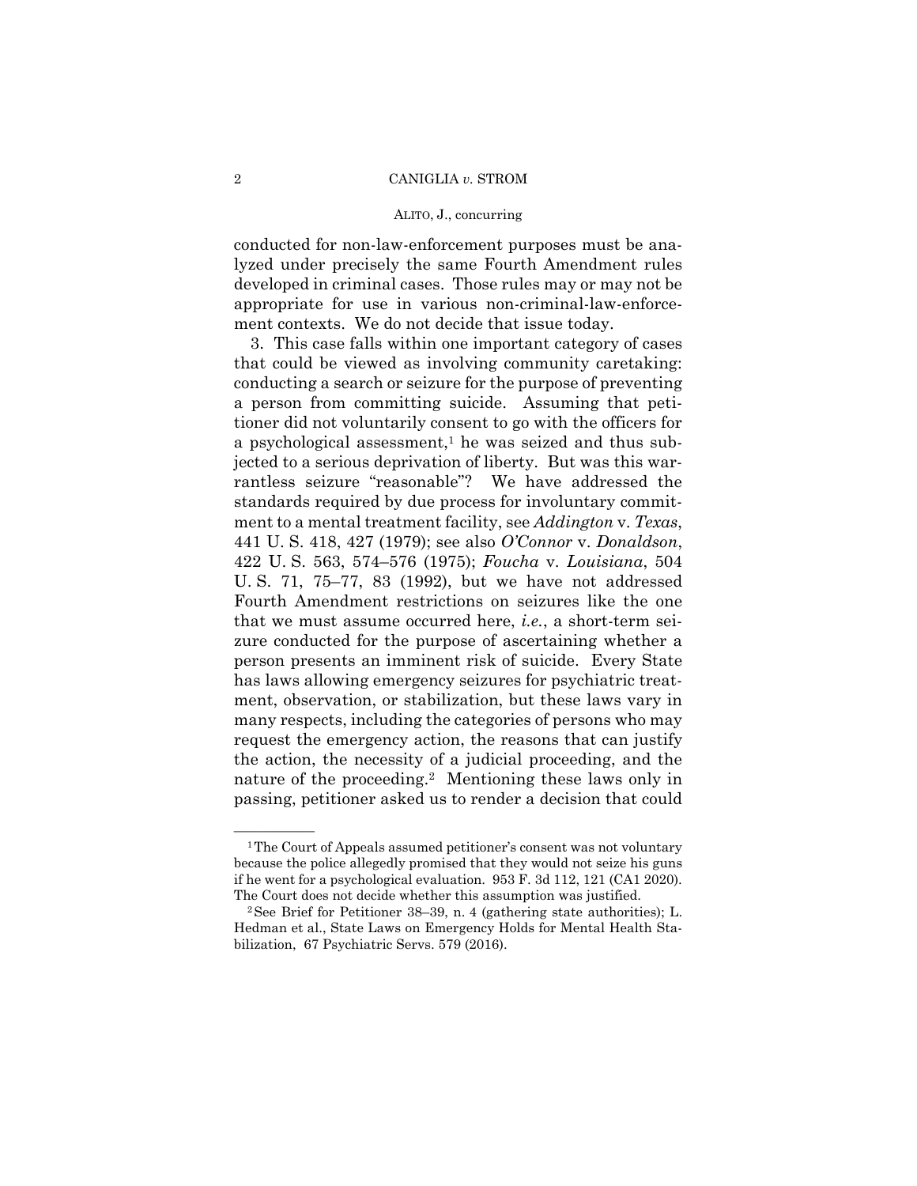conducted for non-law-enforcement purposes must be analyzed under precisely the same Fourth Amendment rules developed in criminal cases. Those rules may or may not be appropriate for use in various non-criminal-law-enforcement contexts. We do not decide that issue today.

3. This case falls within one important category of cases that could be viewed as involving community caretaking: conducting a search or seizure for the purpose of preventing a person from committing suicide. Assuming that petitioner did not voluntarily consent to go with the officers for a psychological assessment,[1] he was seized and thus subjected to a serious deprivation of liberty. But was this warrantless seizure "reasonable"? We have addressed the standards required by due process for involuntary commitment to a mental treatment facility, see *Addington* v. *Texas*, 441 U. S. 418, 427 (1979); see also *O'Connor* v. *Donaldson*, 422 U. S. 563, 574–576 (1975); *Foucha* v. *Louisiana*, 504 U. S. 71, 75–77, 83 (1992), but we have not addressed Fourth Amendment restrictions on seizures like the one that we must assume occurred here, *i.e.*, a short-term seizure conducted for the purpose of ascertaining whether a person presents an imminent risk of suicide. Every State has laws allowing emergency seizures for psychiatric treatment, observation, or stabilization, but these laws vary in many respects, including the categories of persons who may request the emergency action, the reasons that can justify the action, the necessity of a judicial proceeding, and the nature of the proceeding.[2] Mentioning these laws only in passing, petitioner asked us to render a decision that could

---

[1] The Court of Appeals assumed petitioner's consent was not voluntary because the police allegedly promised that they would not seize his guns if he went for a psychological evaluation. 953 F. 3d 112, 121 (CA1 2020). The Court does not decide whether this assumption was justified.

[2] See Brief for Petitioner 38–39, n. 4 (gathering state authorities); L. Hedman et al., State Laws on Emergency Holds for Mental Health Stabilization, 67 Psychiatric Servs. 579 (2016).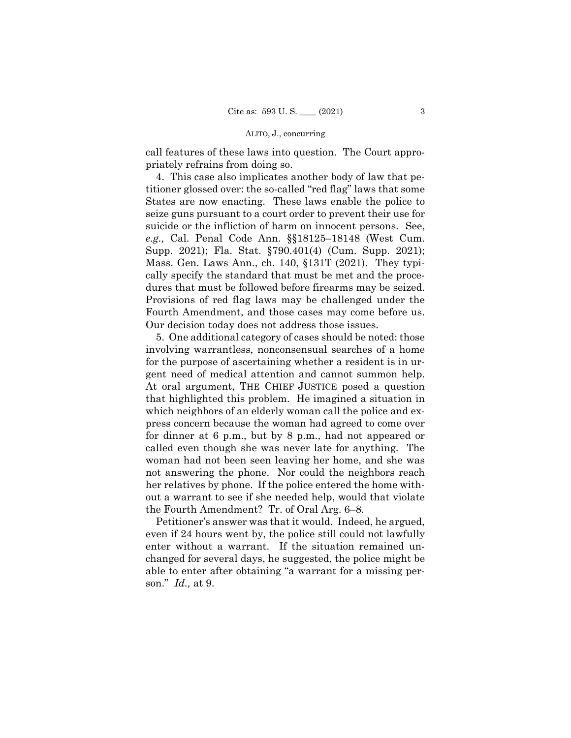call features of these laws into question. The Court appropriately refrains from doing so.

4. This case also implicates another body of law that petitioner glossed over: the so-called "red flag" laws that some States are now enacting. These laws enable the police to seize guns pursuant to a court order to prevent their use for suicide or the infliction of harm on innocent persons. See, *e.g.,* Cal. Penal Code Ann. §§18125–18148 (West Cum. Supp. 2021); Fla. Stat. §790.401(4) (Cum. Supp. 2021); Mass. Gen. Laws Ann., ch. 140, §131T (2021). They typically specify the standard that must be met and the procedures that must be followed before firearms may be seized. Provisions of red flag laws may be challenged under the Fourth Amendment, and those cases may come before us. Our decision today does not address those issues.

5. One additional category of cases should be noted: those involving warrantless, nonconsensual searches of a home for the purpose of ascertaining whether a resident is in urgent need of medical attention and cannot summon help. At oral argument, THE CHIEF JUSTICE posed a question that highlighted this problem. He imagined a situation in which neighbors of an elderly woman call the police and express concern because the woman had agreed to come over for dinner at 6 p.m., but by 8 p.m., had not appeared or called even though she was never late for anything. The woman had not been seen leaving her home, and she was not answering the phone. Nor could the neighbors reach her relatives by phone. If the police entered the home without a warrant to see if she needed help, would that violate the Fourth Amendment? Tr. of Oral Arg. 6–8.

Petitioner's answer was that it would. Indeed, he argued, even if 24 hours went by, the police still could not lawfully enter without a warrant. If the situation remained unchanged for several days, he suggested, the police might be able to enter after obtaining "a warrant for a missing person." *Id.,* at 9.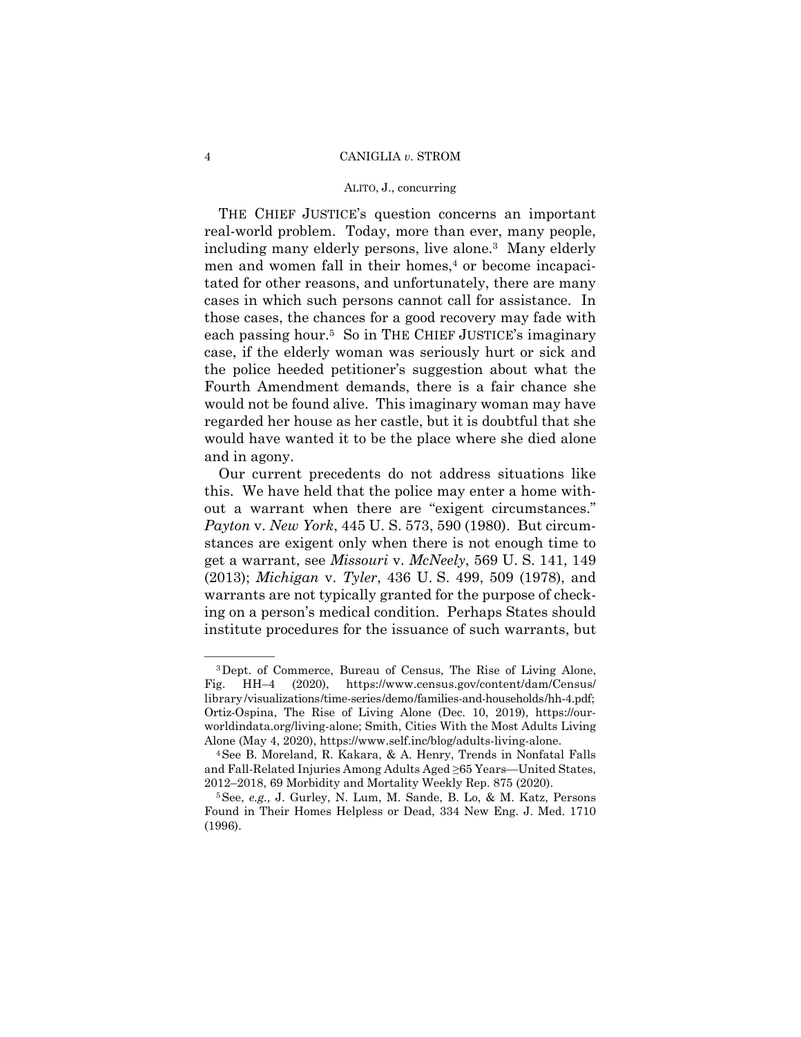THE CHIEF JUSTICE's question concerns an important real-world problem. Today, more than ever, many people, including many elderly persons, live alone.[3] Many elderly men and women fall in their homes,[4] or become incapacitated for other reasons, and unfortunately, there are many cases in which such persons cannot call for assistance. In those cases, the chances for a good recovery may fade with each passing hour.[5] So in THE CHIEF JUSTICE's imaginary case, if the elderly woman was seriously hurt or sick and the police heeded petitioner's suggestion about what the Fourth Amendment demands, there is a fair chance she would not be found alive. This imaginary woman may have regarded her house as her castle, but it is doubtful that she would have wanted it to be the place where she died alone and in agony.

Our current precedents do not address situations like this. We have held that the police may enter a home without a warrant when there are "exigent circumstances." *Payton* v. *New York*, 445 U. S. 573, 590 (1980). But circumstances are exigent only when there is not enough time to get a warrant, see *Missouri* v. *McNeely*, 569 U. S. 141, 149 (2013); *Michigan* v. *Tyler*, 436 U. S. 499, 509 (1978), and warrants are not typically granted for the purpose of checking on a person's medical condition. Perhaps States should institute procedures for the issuance of such warrants, but

---

[3] Dept. of Commerce, Bureau of Census, The Rise of Living Alone, Fig. HH–4 (2020), https://www.census.gov/content/dam/Census/library/visualizations/time-series/demo/families-and-households/hh-4.pdf; Ortiz-Ospina, The Rise of Living Alone (Dec. 10, 2019), https://ourworldindata.org/living-alone; Smith, Cities With the Most Adults Living Alone (May 4, 2020), https://www.self.inc/blog/adults-living-alone.

[4] See B. Moreland, R. Kakara, & A. Henry, Trends in Nonfatal Falls and Fall-Related Injuries Among Adults Aged ≥65 Years—United States, 2012–2018, 69 Morbidity and Mortality Weekly Rep. 875 (2020).

[5] See, *e.g.,* J. Gurley, N. Lum, M. Sande, B. Lo, & M. Katz, Persons Found in Their Homes Helpless or Dead, 334 New Eng. J. Med. 1710 (1996).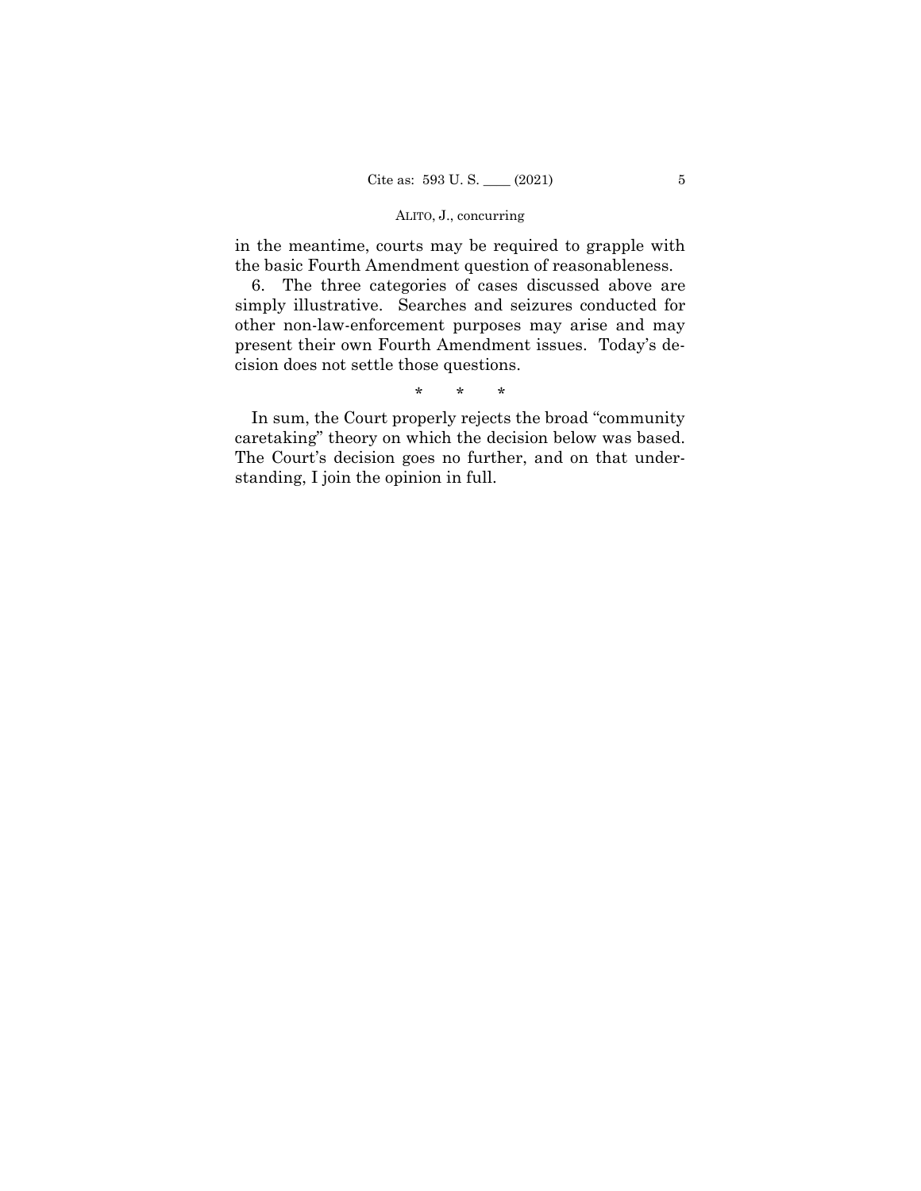in the meantime, courts may be required to grapple with the basic Fourth Amendment question of reasonableness.

6. The three categories of cases discussed above are simply illustrative. Searches and seizures conducted for other non-law-enforcement purposes may arise and may present their own Fourth Amendment issues. Today's decision does not settle those questions.

\* \* \*

In sum, the Court properly rejects the broad "community caretaking" theory on which the decision below was based. The Court's decision goes no further, and on that understanding, I join the opinion in full.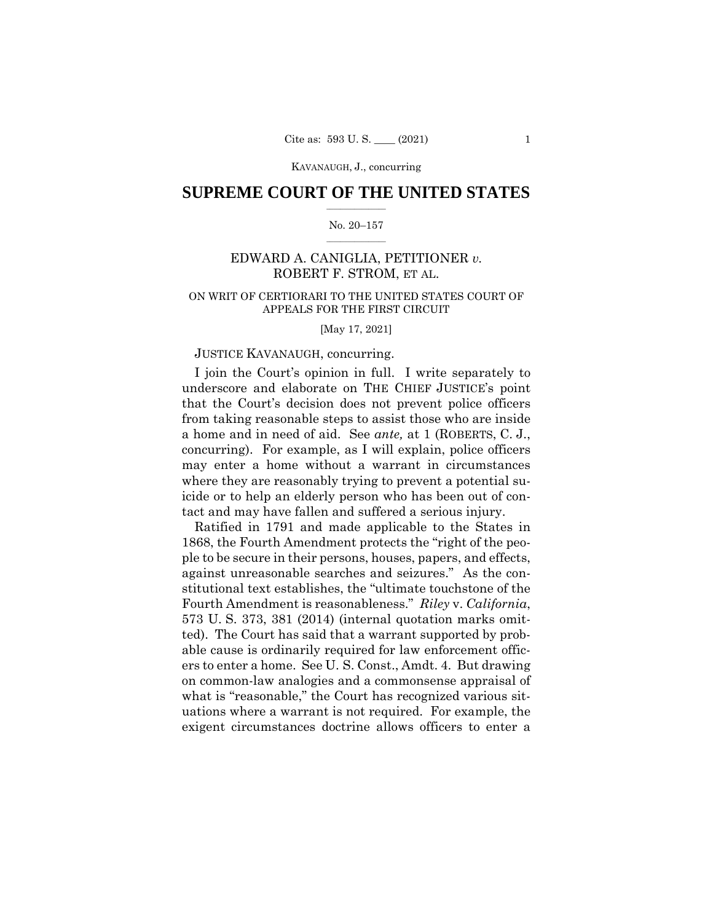# SUPREME COURT OF THE UNITED STATES

No. 20–157

EDWARD A. CANIGLIA, PETITIONER *v.* ROBERT F. STROM, ET AL.

ON WRIT OF CERTIORARI TO THE UNITED STATES COURT OF APPEALS FOR THE FIRST CIRCUIT

[May 17, 2021]

JUSTICE KAVANAUGH, concurring.

I join the Court's opinion in full. I write separately to underscore and elaborate on THE CHIEF JUSTICE's point that the Court's decision does not prevent police officers from taking reasonable steps to assist those who are inside a home and in need of aid. See *ante,* at 1 (ROBERTS, C. J., concurring). For example, as I will explain, police officers may enter a home without a warrant in circumstances where they are reasonably trying to prevent a potential suicide or to help an elderly person who has been out of contact and may have fallen and suffered a serious injury.

Ratified in 1791 and made applicable to the States in 1868, the Fourth Amendment protects the "right of the people to be secure in their persons, houses, papers, and effects, against unreasonable searches and seizures." As the constitutional text establishes, the "ultimate touchstone of the Fourth Amendment is reasonableness." *Riley* v. *California*, 573 U. S. 373, 381 (2014) (internal quotation marks omitted). The Court has said that a warrant supported by probable cause is ordinarily required for law enforcement officers to enter a home. See U. S. Const., Amdt. 4. But drawing on common-law analogies and a commonsense appraisal of what is "reasonable," the Court has recognized various situations where a warrant is not required. For example, the exigent circumstances doctrine allows officers to enter a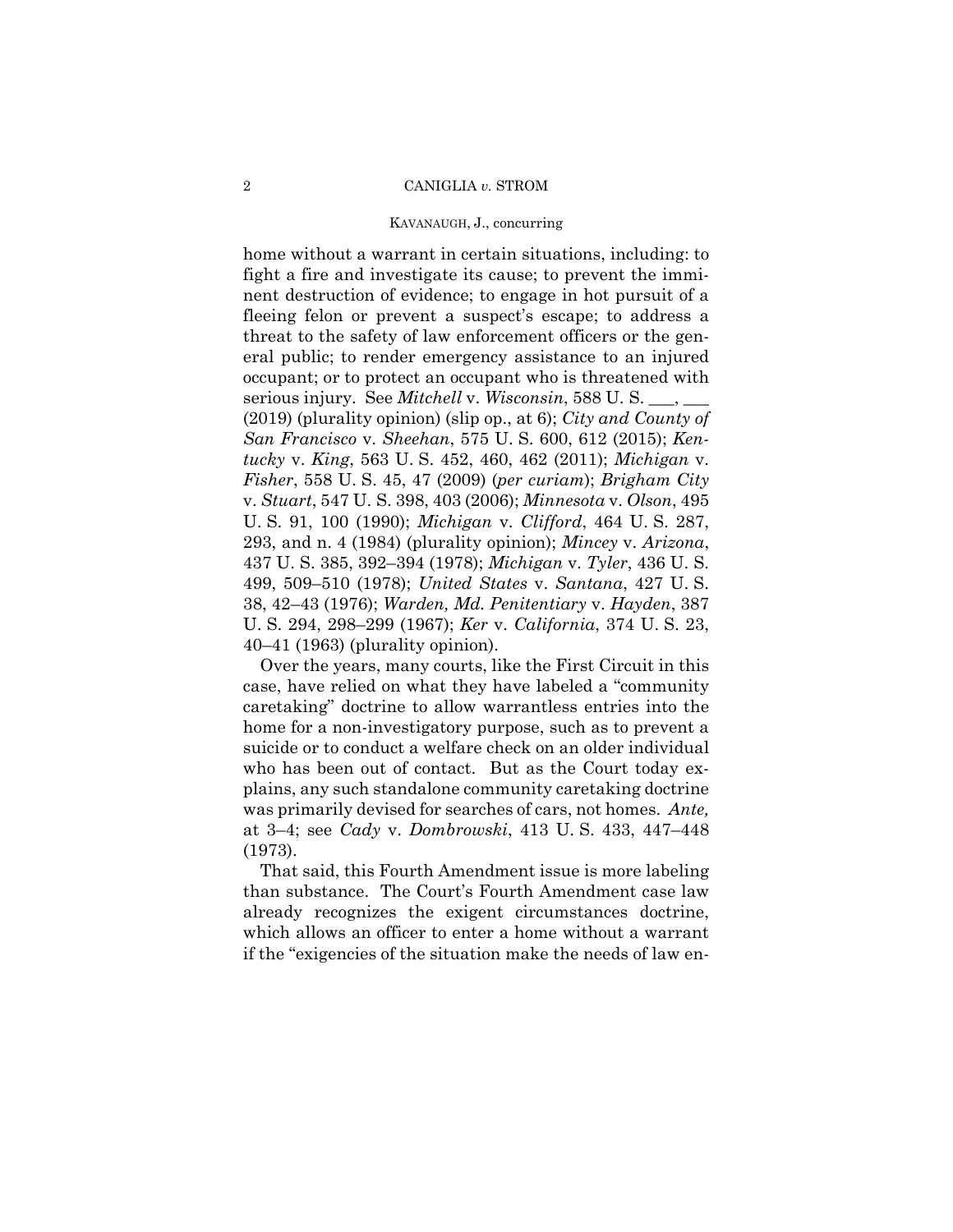home without a warrant in certain situations, including: to fight a fire and investigate its cause; to prevent the imminent destruction of evidence; to engage in hot pursuit of a fleeing felon or prevent a suspect's escape; to address a threat to the safety of law enforcement officers or the general public; to render emergency assistance to an injured occupant; or to protect an occupant who is threatened with serious injury. See *Mitchell* v. *Wisconsin*, 588 U. S. ___, ___ (2019) (plurality opinion) (slip op., at 6); *City and County of San Francisco* v. *Sheehan*, 575 U. S. 600, 612 (2015); *Kentucky* v. *King*, 563 U. S. 452, 460, 462 (2011); *Michigan* v. *Fisher*, 558 U. S. 45, 47 (2009) (*per curiam*); *Brigham City* v. *Stuart*, 547 U. S. 398, 403 (2006); *Minnesota* v. *Olson*, 495 U. S. 91, 100 (1990); *Michigan* v. *Clifford*, 464 U. S. 287, 293, and n. 4 (1984) (plurality opinion); *Mincey* v. *Arizona*, 437 U. S. 385, 392–394 (1978); *Michigan* v. *Tyler*, 436 U. S. 499, 509–510 (1978); *United States* v. *Santana*, 427 U. S. 38, 42–43 (1976); *Warden, Md. Penitentiary* v. *Hayden*, 387 U. S. 294, 298–299 (1967); *Ker* v. *California*, 374 U. S. 23, 40–41 (1963) (plurality opinion).

Over the years, many courts, like the First Circuit in this case, have relied on what they have labeled a "community caretaking" doctrine to allow warrantless entries into the home for a non-investigatory purpose, such as to prevent a suicide or to conduct a welfare check on an older individual who has been out of contact. But as the Court today explains, any such standalone community caretaking doctrine was primarily devised for searches of cars, not homes. *Ante,* at 3–4; see *Cady* v. *Dombrowski*, 413 U. S. 433, 447–448 (1973).

That said, this Fourth Amendment issue is more labeling than substance. The Court's Fourth Amendment case law already recognizes the exigent circumstances doctrine, which allows an officer to enter a home without a warrant if the "exigencies of the situation make the needs of law en-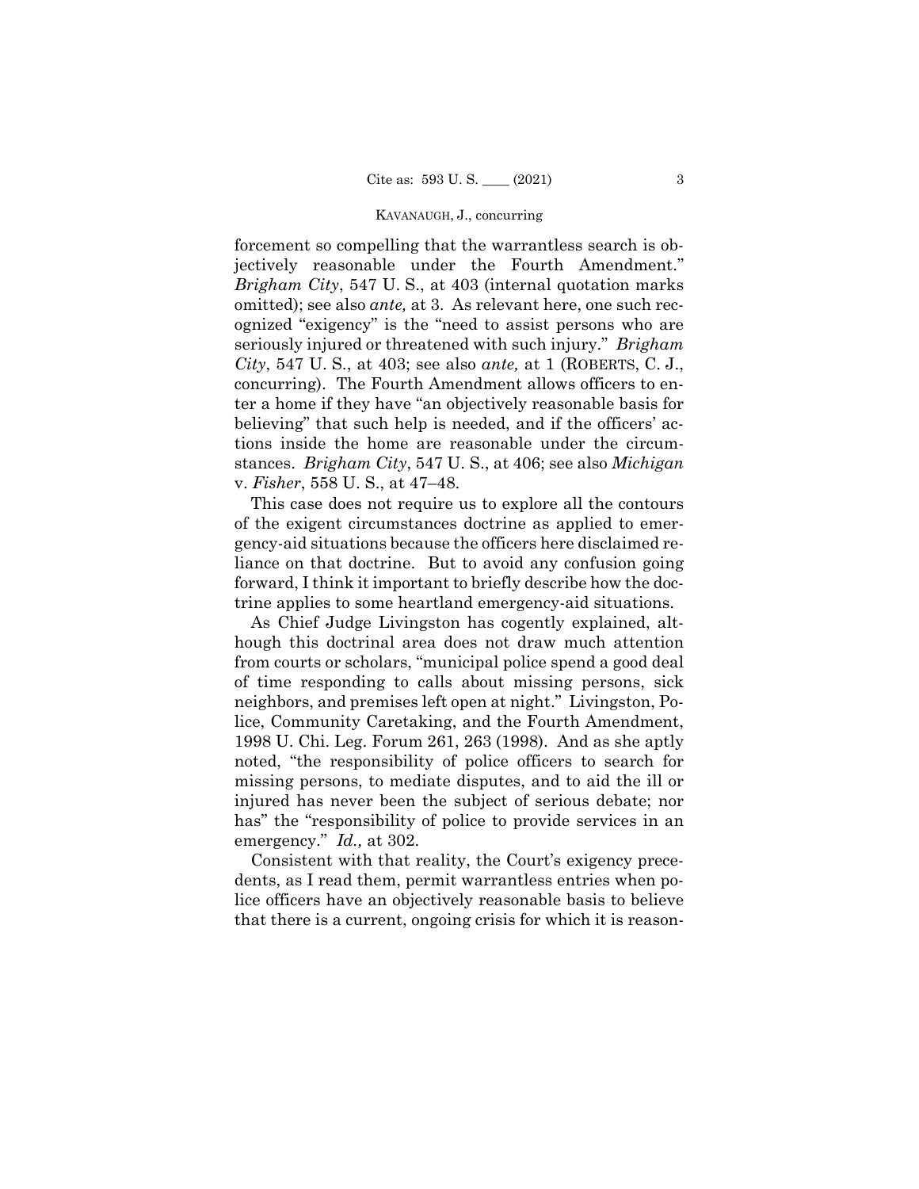forcement so compelling that the warrantless search is objectively reasonable under the Fourth Amendment." *Brigham City*, 547 U. S., at 403 (internal quotation marks omitted); see also *ante,* at 3. As relevant here, one such recognized "exigency" is the "need to assist persons who are seriously injured or threatened with such injury." *Brigham City*, 547 U. S., at 403; see also *ante,* at 1 (ROBERTS, C. J., concurring). The Fourth Amendment allows officers to enter a home if they have "an objectively reasonable basis for believing" that such help is needed, and if the officers' actions inside the home are reasonable under the circumstances. *Brigham City*, 547 U. S., at 406; see also *Michigan* v. *Fisher*, 558 U. S., at 47–48.

This case does not require us to explore all the contours of the exigent circumstances doctrine as applied to emergency-aid situations because the officers here disclaimed reliance on that doctrine. But to avoid any confusion going forward, I think it important to briefly describe how the doctrine applies to some heartland emergency-aid situations.

As Chief Judge Livingston has cogently explained, although this doctrinal area does not draw much attention from courts or scholars, "municipal police spend a good deal of time responding to calls about missing persons, sick neighbors, and premises left open at night." Livingston, Police, Community Caretaking, and the Fourth Amendment, 1998 U. Chi. Leg. Forum 261, 263 (1998). And as she aptly noted, "the responsibility of police officers to search for missing persons, to mediate disputes, and to aid the ill or injured has never been the subject of serious debate; nor has" the "responsibility of police to provide services in an emergency." *Id.,* at 302.

Consistent with that reality, the Court's exigency precedents, as I read them, permit warrantless entries when police officers have an objectively reasonable basis to believe that there is a current, ongoing crisis for which it is reason-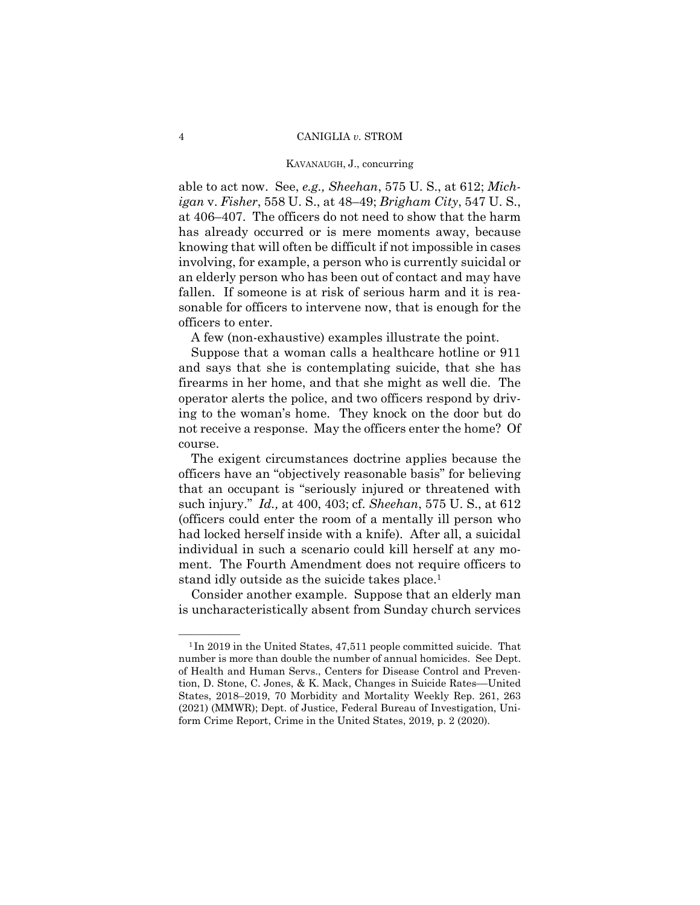able to act now. See, *e.g., Sheehan*, 575 U. S., at 612; *Michigan* v. *Fisher*, 558 U. S., at 48–49; *Brigham City*, 547 U. S., at 406–407. The officers do not need to show that the harm has already occurred or is mere moments away, because knowing that will often be difficult if not impossible in cases involving, for example, a person who is currently suicidal or an elderly person who has been out of contact and may have fallen. If someone is at risk of serious harm and it is reasonable for officers to intervene now, that is enough for the officers to enter.

A few (non-exhaustive) examples illustrate the point.

Suppose that a woman calls a healthcare hotline or 911 and says that she is contemplating suicide, that she has firearms in her home, and that she might as well die. The operator alerts the police, and two officers respond by driving to the woman's home. They knock on the door but do not receive a response. May the officers enter the home? Of course.

The exigent circumstances doctrine applies because the officers have an "objectively reasonable basis" for believing that an occupant is "seriously injured or threatened with such injury." *Id.,* at 400, 403; cf. *Sheehan*, 575 U. S., at 612 (officers could enter the room of a mentally ill person who had locked herself inside with a knife). After all, a suicidal individual in such a scenario could kill herself at any moment. The Fourth Amendment does not require officers to stand idly outside as the suicide takes place.[1]

Consider another example. Suppose that an elderly man is uncharacteristically absent from Sunday church services

---

[1] In 2019 in the United States, 47,511 people committed suicide. That number is more than double the number of annual homicides. See Dept. of Health and Human Servs., Centers for Disease Control and Prevention, D. Stone, C. Jones, & K. Mack, Changes in Suicide Rates—United States, 2018–2019, 70 Morbidity and Mortality Weekly Rep. 261, 263 (2021) (MMWR); Dept. of Justice, Federal Bureau of Investigation, Uniform Crime Report, Crime in the United States, 2019, p. 2 (2020).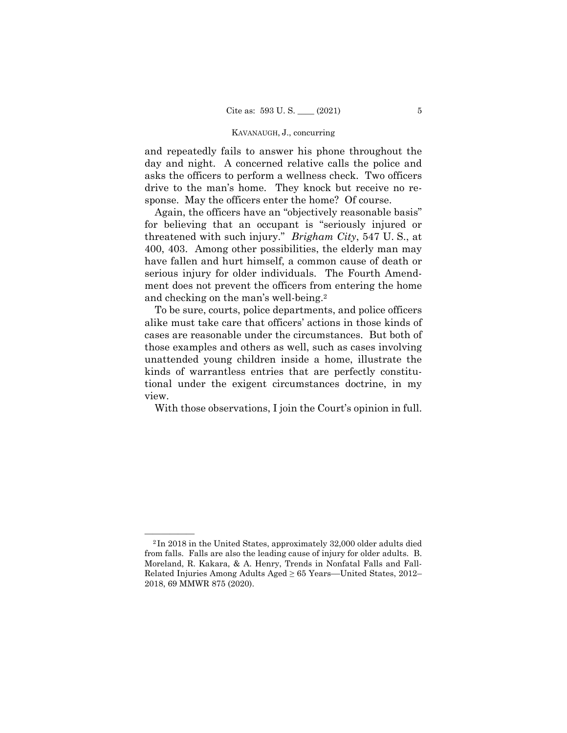and repeatedly fails to answer his phone throughout the day and night. A concerned relative calls the police and asks the officers to perform a wellness check. Two officers drive to the man's home. They knock but receive no response. May the officers enter the home? Of course.

Again, the officers have an "objectively reasonable basis" for believing that an occupant is "seriously injured or threatened with such injury." *Brigham City*, 547 U. S., at 400, 403. Among other possibilities, the elderly man may have fallen and hurt himself, a common cause of death or serious injury for older individuals. The Fourth Amendment does not prevent the officers from entering the home and checking on the man's well-being.[2]

To be sure, courts, police departments, and police officers alike must take care that officers' actions in those kinds of cases are reasonable under the circumstances. But both of those examples and others as well, such as cases involving unattended young children inside a home, illustrate the kinds of warrantless entries that are perfectly constitutional under the exigent circumstances doctrine, in my view.

With those observations, I join the Court's opinion in full.

---

[2] In 2018 in the United States, approximately 32,000 older adults died from falls. Falls are also the leading cause of injury for older adults. B. Moreland, R. Kakara, & A. Henry, Trends in Nonfatal Falls and Fall-Related Injuries Among Adults Aged ≥ 65 Years—United States, 2012–2018, 69 MMWR 875 (2020).